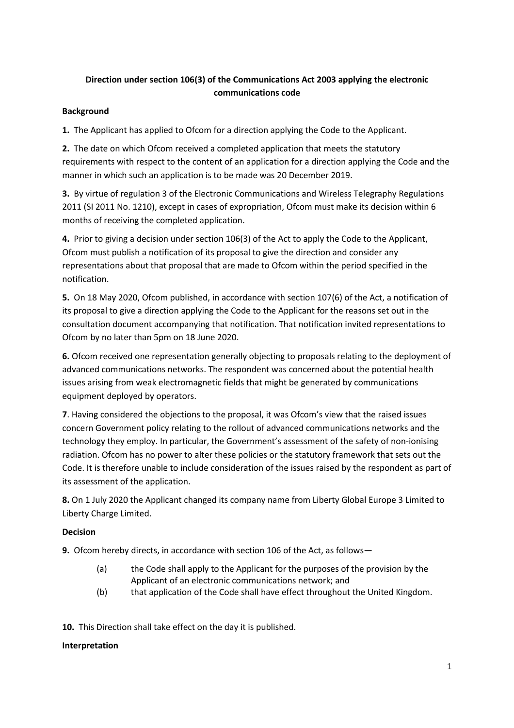**Direction under section 106(3) of the Communications Act 2003 applying the electronic communications code**

**Background**

**1.** The Applicant has applied to Ofcom for a direction applying the Code to the Applicant.

**2.** The date on which Ofcom received a completed application that meets the statutory requirements with respect to the content of an application for a direction applying the Code and the manner in which such an application is to be made was 20 December 2019.

**3.** By virtue of regulation 3 of the Electronic Communications and Wireless Telegraphy Regulations 2011 (SI 2011 No. 1210), except in cases of expropriation, Ofcom must make its decision within 6 months of receiving the completed application.

**4.** Prior to giving a decision under section 106(3) of the Act to apply the Code to the Applicant, Ofcom must publish a notification of its proposal to give the direction and consider any representations about that proposal that are made to Ofcom within the period specified in the notification.

**5.** On 18 May 2020, Ofcom published, in accordance with section 107(6) of the Act, a notification of its proposal to give a direction applying the Code to the Applicant for the reasons set out in the consultation document accompanying that notification. That notification invited representations to Ofcom by no later than 5pm on 18 June 2020.

**6.** Ofcom received one representation generally objecting to proposals relating to the deployment of advanced communications networks. The respondent was concerned about the potential health issues arising from weak electromagnetic fields that might be generated by communications equipment deployed by operators.

**7**. Having considered the objections to the proposal, it was Ofcom's view that the raised issues concern Government policy relating to the rollout of advanced communications networks and the technology they employ. In particular, the Government's assessment of the safety of non-ionising radiation. Ofcom has no power to alter these policies or the statutory framework that sets out the Code. It is therefore unable to include consideration of the issues raised by the respondent as part of its assessment of the application.

**8.** On 1 July 2020 the Applicant changed its company name from Liberty Global Europe 3 Limited to Liberty Charge Limited.

**Decision**

**9.** Ofcom hereby directs, in accordance with section 106 of the Act, as follows—

(a) the Code shall apply to the Applicant for the purposes of the provision by the Applicant of an electronic communications network; and

(b) that application of the Code shall have effect throughout the United Kingdom.

**10.** This Direction shall take effect on the day it is published.

**Interpretation**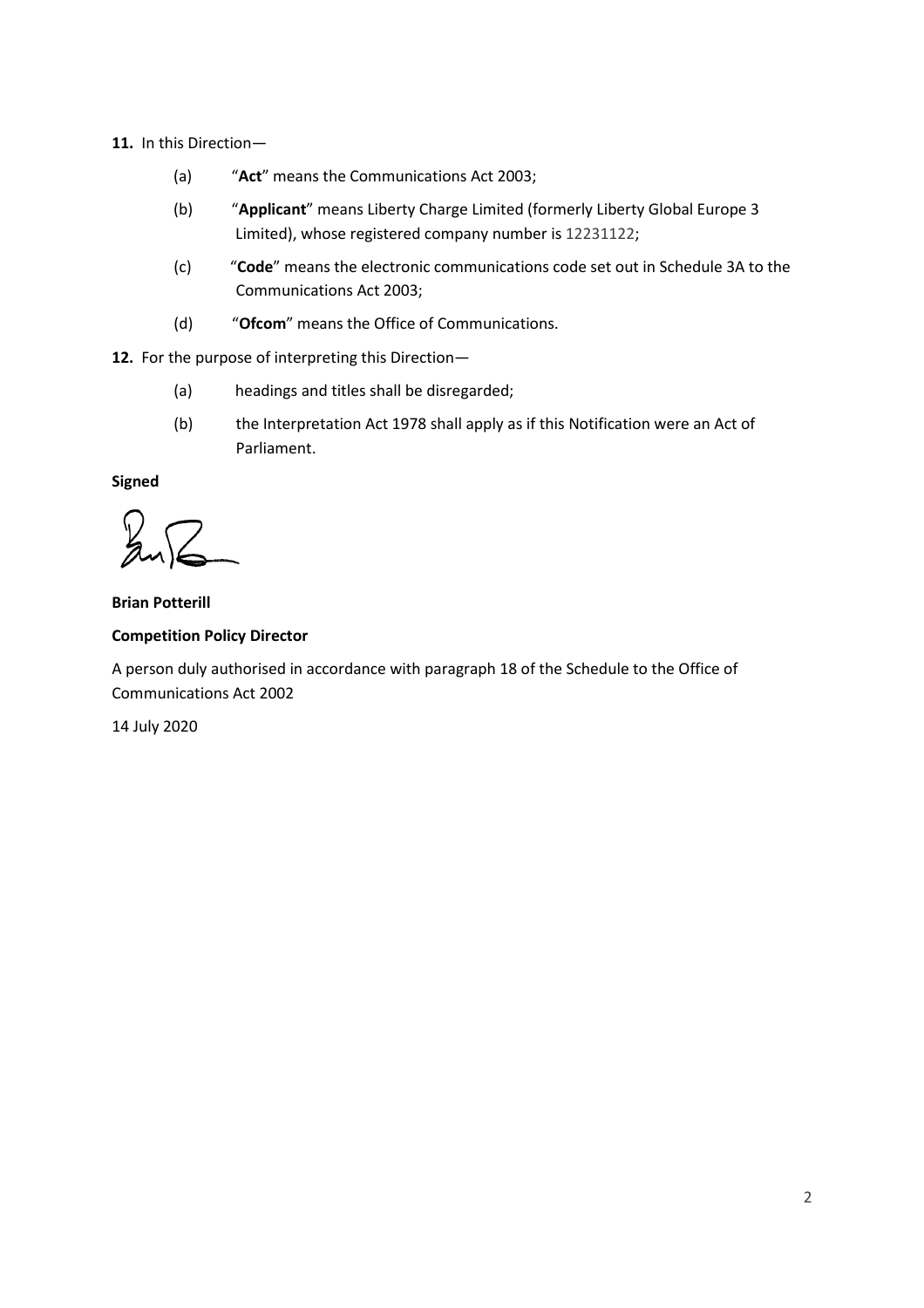**11.** In this Direction—

(a) "**Act**" means the Communications Act 2003;

(b) "**Applicant**" means Liberty Charge Limited (formerly Liberty Global Europe 3 Limited), whose registered company number is 12231122;

(c) "**Code**" means the electronic communications code set out in Schedule 3A to the Communications Act 2003;

(d) "**Ofcom**" means the Office of Communications.

**12.** For the purpose of interpreting this Direction—

(a) headings and titles shall be disregarded;

(b) the Interpretation Act 1978 shall apply as if this Notification were an Act of Parliament.

**Signed**

**Brian Potterill**

**Competition Policy Director**

A person duly authorised in accordance with paragraph 18 of the Schedule to the Office of Communications Act 2002

14 July 2020